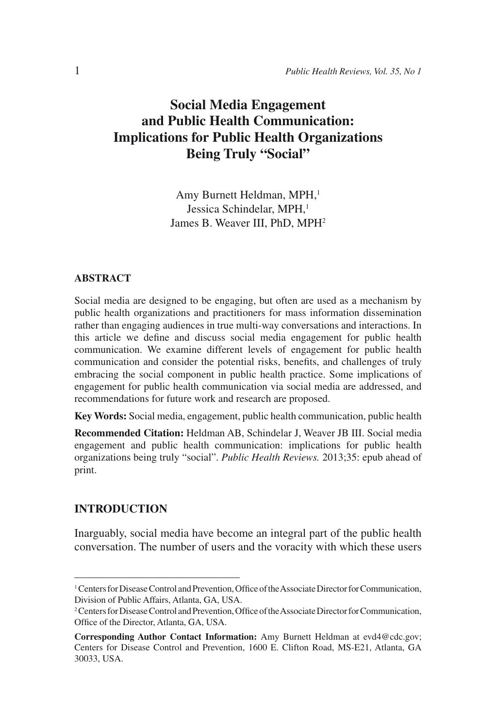# Social Media Engagement and Public Health Communication: Implications for Public Health Organizations Being Truly "Social"

Amy Burnett Heldman, MPH,[1]
Jessica Schindelar, MPH,[1]
James B. Weaver III, PhD, MPH[2]

## ABSTRACT

Social media are designed to be engaging, but often are used as a mechanism by public health organizations and practitioners for mass information dissemination rather than engaging audiences in true multi-way conversations and interactions. In this article we define and discuss social media engagement for public health communication. We examine different levels of engagement for public health communication and consider the potential risks, benefits, and challenges of truly embracing the social component in public health practice. Some implications of engagement for public health communication via social media are addressed, and recommendations for future work and research are proposed.

**Key Words:** Social media, engagement, public health communication, public health

**Recommended Citation:** Heldman AB, Schindelar J, Weaver JB III. Social media engagement and public health communication: implications for public health organizations being truly "social". *Public Health Reviews.* 2013;35: epub ahead of print.

## INTRODUCTION

Inarguably, social media have become an integral part of the public health conversation. The number of users and the voracity with which these users

---

[1] Centers for Disease Control and Prevention, Office of the Associate Director for Communication, Division of Public Affairs, Atlanta, GA, USA.

[2] Centers for Disease Control and Prevention, Office of the Associate Director for Communication, Office of the Director, Atlanta, GA, USA.

**Corresponding Author Contact Information:** Amy Burnett Heldman at evd4@cdc.gov; Centers for Disease Control and Prevention, 1600 E. Clifton Road, MS-E21, Atlanta, GA 30033, USA.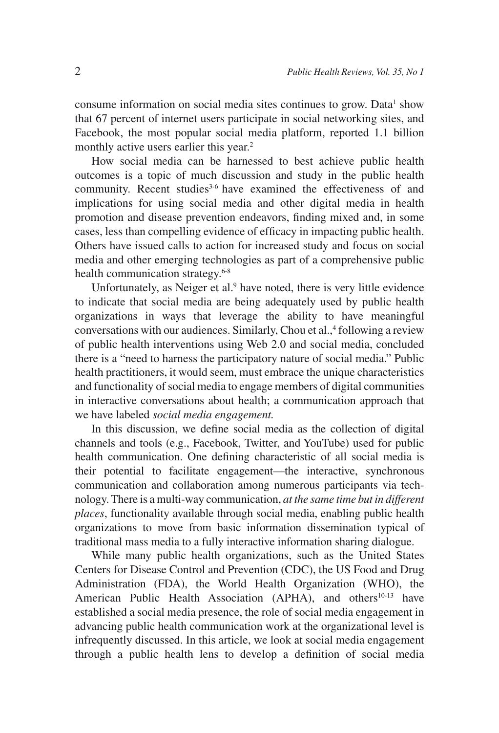consume information on social media sites continues to grow. Data[1] show that 67 percent of internet users participate in social networking sites, and Facebook, the most popular social media platform, reported 1.1 billion monthly active users earlier this year.[2]

How social media can be harnessed to best achieve public health outcomes is a topic of much discussion and study in the public health community. Recent studies[3-6] have examined the effectiveness of and implications for using social media and other digital media in health promotion and disease prevention endeavors, finding mixed and, in some cases, less than compelling evidence of efficacy in impacting public health. Others have issued calls to action for increased study and focus on social media and other emerging technologies as part of a comprehensive public health communication strategy.[6-8]

Unfortunately, as Neiger et al.[9] have noted, there is very little evidence to indicate that social media are being adequately used by public health organizations in ways that leverage the ability to have meaningful conversations with our audiences. Similarly, Chou et al.,[4] following a review of public health interventions using Web 2.0 and social media, concluded there is a "need to harness the participatory nature of social media." Public health practitioners, it would seem, must embrace the unique characteristics and functionality of social media to engage members of digital communities in interactive conversations about health; a communication approach that we have labeled *social media engagement.*

In this discussion, we define social media as the collection of digital channels and tools (e.g., Facebook, Twitter, and YouTube) used for public health communication. One defining characteristic of all social media is their potential to facilitate engagement—the interactive, synchronous communication and collaboration among numerous participants via technology. There is a multi-way communication, *at the same time but in different places*, functionality available through social media, enabling public health organizations to move from basic information dissemination typical of traditional mass media to a fully interactive information sharing dialogue.

While many public health organizations, such as the United States Centers for Disease Control and Prevention (CDC), the US Food and Drug Administration (FDA), the World Health Organization (WHO), the American Public Health Association (APHA), and others[10-13] have established a social media presence, the role of social media engagement in advancing public health communication work at the organizational level is infrequently discussed. In this article, we look at social media engagement through a public health lens to develop a definition of social media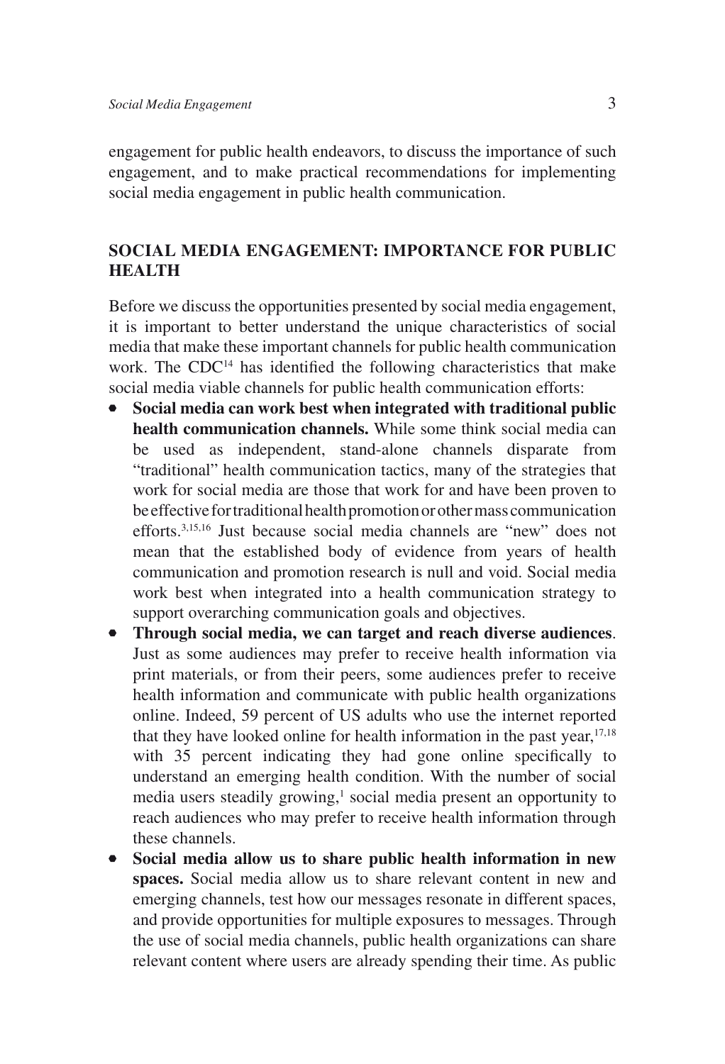engagement for public health endeavors, to discuss the importance of such engagement, and to make practical recommendations for implementing social media engagement in public health communication.

## SOCIAL MEDIA ENGAGEMENT: IMPORTANCE FOR PUBLIC HEALTH

Before we discuss the opportunities presented by social media engagement, it is important to better understand the unique characteristics of social media that make these important channels for public health communication work. The CDC[14] has identified the following characteristics that make social media viable channels for public health communication efforts:

- **Social media can work best when integrated with traditional public health communication channels.** While some think social media can be used as independent, stand-alone channels disparate from "traditional" health communication tactics, many of the strategies that work for social media are those that work for and have been proven to be effective for traditional health promotion or other mass communication efforts.[3,15,16] Just because social media channels are "new" does not mean that the established body of evidence from years of health communication and promotion research is null and void. Social media work best when integrated into a health communication strategy to support overarching communication goals and objectives.
- **Through social media, we can target and reach diverse audiences**. Just as some audiences may prefer to receive health information via print materials, or from their peers, some audiences prefer to receive health information and communicate with public health organizations online. Indeed, 59 percent of US adults who use the internet reported that they have looked online for health information in the past year,[17,18] with 35 percent indicating they had gone online specifically to understand an emerging health condition. With the number of social media users steadily growing,[1] social media present an opportunity to reach audiences who may prefer to receive health information through these channels.
- **Social media allow us to share public health information in new spaces.** Social media allow us to share relevant content in new and emerging channels, test how our messages resonate in different spaces, and provide opportunities for multiple exposures to messages. Through the use of social media channels, public health organizations can share relevant content where users are already spending their time. As public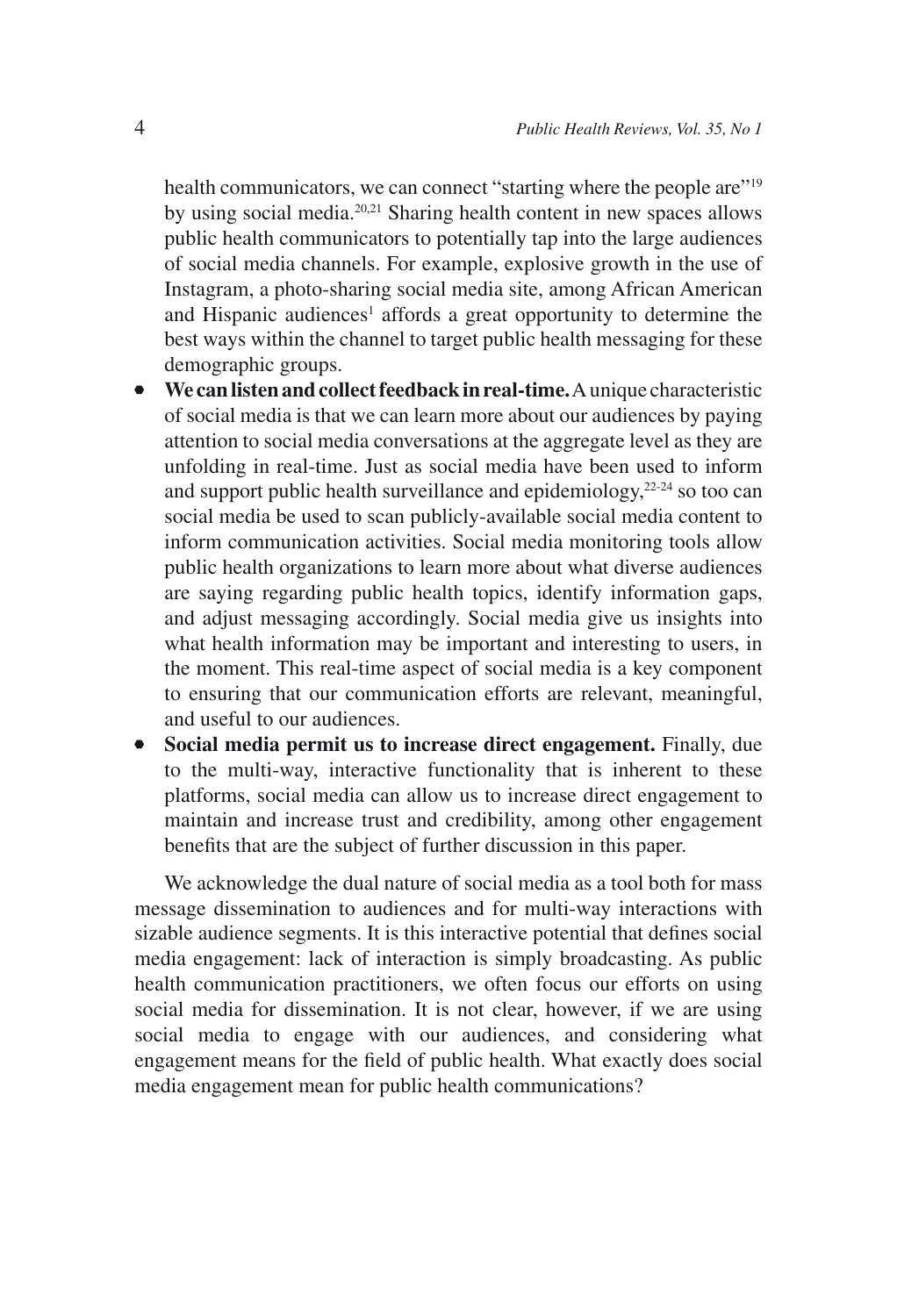health communicators, we can connect "starting where the people are"[19] by using social media.[20,21] Sharing health content in new spaces allows public health communicators to potentially tap into the large audiences of social media channels. For example, explosive growth in the use of Instagram, a photo-sharing social media site, among African American and Hispanic audiences[1] affords a great opportunity to determine the best ways within the channel to target public health messaging for these demographic groups.

- **We can listen and collect feedback in real-time.** A unique characteristic of social media is that we can learn more about our audiences by paying attention to social media conversations at the aggregate level as they are unfolding in real-time. Just as social media have been used to inform and support public health surveillance and epidemiology,[22-24] so too can social media be used to scan publicly-available social media content to inform communication activities. Social media monitoring tools allow public health organizations to learn more about what diverse audiences are saying regarding public health topics, identify information gaps, and adjust messaging accordingly. Social media give us insights into what health information may be important and interesting to users, in the moment. This real-time aspect of social media is a key component to ensuring that our communication efforts are relevant, meaningful, and useful to our audiences.
- **Social media permit us to increase direct engagement.** Finally, due to the multi-way, interactive functionality that is inherent to these platforms, social media can allow us to increase direct engagement to maintain and increase trust and credibility, among other engagement benefits that are the subject of further discussion in this paper.

We acknowledge the dual nature of social media as a tool both for mass message dissemination to audiences and for multi-way interactions with sizable audience segments. It is this interactive potential that defines social media engagement: lack of interaction is simply broadcasting. As public health communication practitioners, we often focus our efforts on using social media for dissemination. It is not clear, however, if we are using social media to engage with our audiences, and considering what engagement means for the field of public health. What exactly does social media engagement mean for public health communications?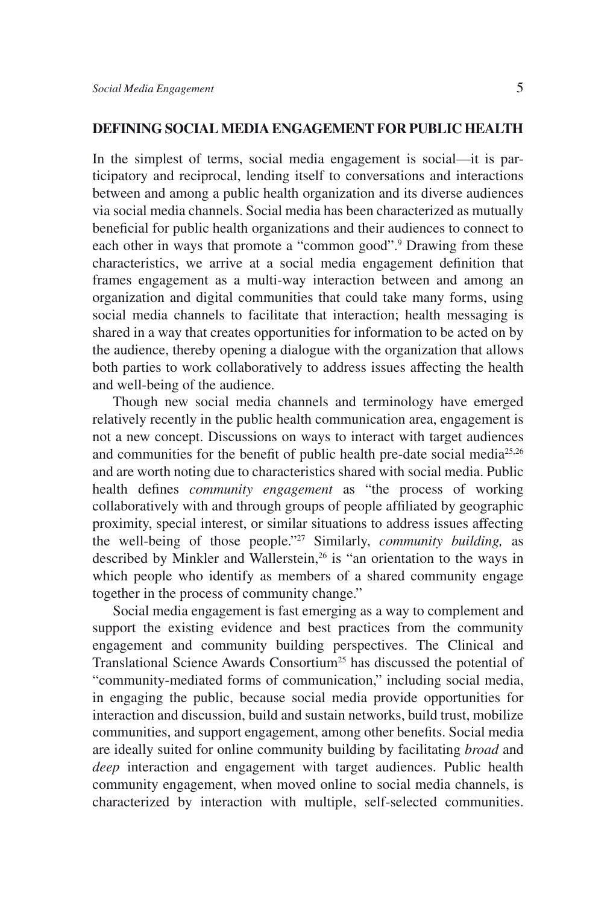## DEFINING SOCIAL MEDIA ENGAGEMENT FOR PUBLIC HEALTH

In the simplest of terms, social media engagement is social—it is participatory and reciprocal, lending itself to conversations and interactions between and among a public health organization and its diverse audiences via social media channels. Social media has been characterized as mutually beneficial for public health organizations and their audiences to connect to each other in ways that promote a "common good".[9] Drawing from these characteristics, we arrive at a social media engagement definition that frames engagement as a multi-way interaction between and among an organization and digital communities that could take many forms, using social media channels to facilitate that interaction; health messaging is shared in a way that creates opportunities for information to be acted on by the audience, thereby opening a dialogue with the organization that allows both parties to work collaboratively to address issues affecting the health and well-being of the audience.

Though new social media channels and terminology have emerged relatively recently in the public health communication area, engagement is not a new concept. Discussions on ways to interact with target audiences and communities for the benefit of public health pre-date social media[25,26] and are worth noting due to characteristics shared with social media. Public health defines *community engagement* as "the process of working collaboratively with and through groups of people affiliated by geographic proximity, special interest, or similar situations to address issues affecting the well-being of those people."[27] Similarly, *community building,* as described by Minkler and Wallerstein,[26] is "an orientation to the ways in which people who identify as members of a shared community engage together in the process of community change."

Social media engagement is fast emerging as a way to complement and support the existing evidence and best practices from the community engagement and community building perspectives. The Clinical and Translational Science Awards Consortium[25] has discussed the potential of "community-mediated forms of communication," including social media, in engaging the public, because social media provide opportunities for interaction and discussion, build and sustain networks, build trust, mobilize communities, and support engagement, among other benefits. Social media are ideally suited for online community building by facilitating *broad* and *deep* interaction and engagement with target audiences. Public health community engagement, when moved online to social media channels, is characterized by interaction with multiple, self-selected communities.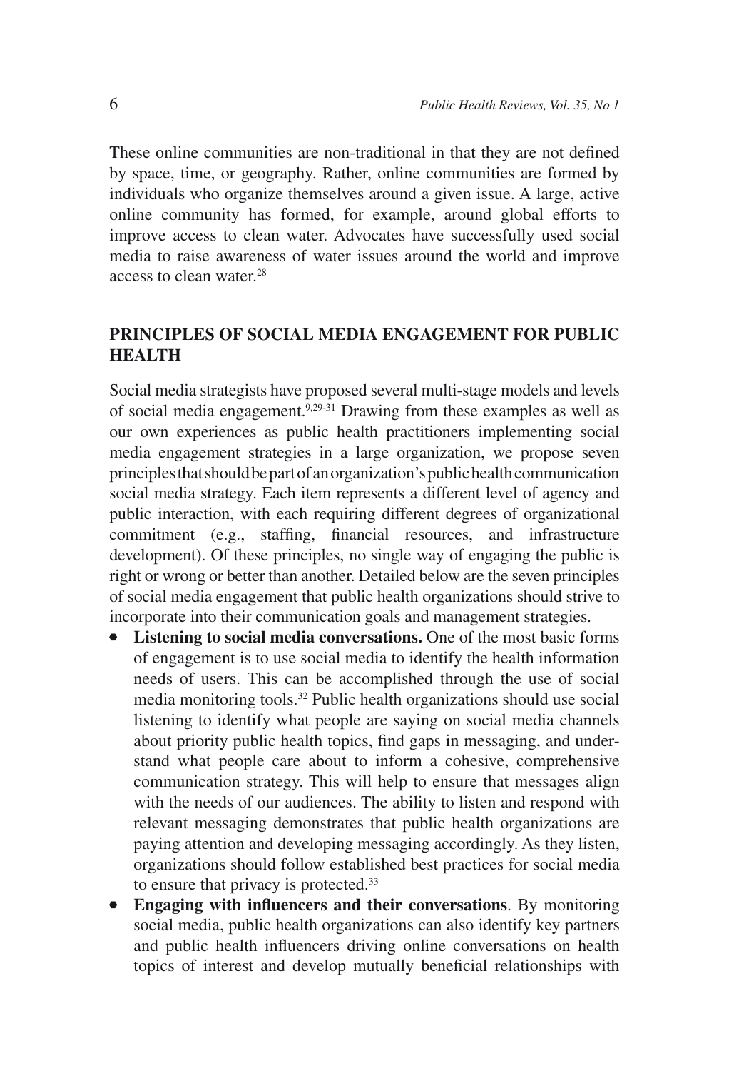These online communities are non-traditional in that they are not defined by space, time, or geography. Rather, online communities are formed by individuals who organize themselves around a given issue. A large, active online community has formed, for example, around global efforts to improve access to clean water. Advocates have successfully used social media to raise awareness of water issues around the world and improve access to clean water.[28]

## PRINCIPLES OF SOCIAL MEDIA ENGAGEMENT FOR PUBLIC HEALTH

Social media strategists have proposed several multi-stage models and levels of social media engagement.[9,29-31] Drawing from these examples as well as our own experiences as public health practitioners implementing social media engagement strategies in a large organization, we propose seven principles that should be part of an organization's public health communication social media strategy. Each item represents a different level of agency and public interaction, with each requiring different degrees of organizational commitment (e.g., staffing, financial resources, and infrastructure development). Of these principles, no single way of engaging the public is right or wrong or better than another. Detailed below are the seven principles of social media engagement that public health organizations should strive to incorporate into their communication goals and management strategies.

- **Listening to social media conversations.** One of the most basic forms of engagement is to use social media to identify the health information needs of users. This can be accomplished through the use of social media monitoring tools.[32] Public health organizations should use social listening to identify what people are saying on social media channels about priority public health topics, find gaps in messaging, and understand what people care about to inform a cohesive, comprehensive communication strategy. This will help to ensure that messages align with the needs of our audiences. The ability to listen and respond with relevant messaging demonstrates that public health organizations are paying attention and developing messaging accordingly. As they listen, organizations should follow established best practices for social media to ensure that privacy is protected.[33]
- **Engaging with influencers and their conversations**. By monitoring social media, public health organizations can also identify key partners and public health influencers driving online conversations on health topics of interest and develop mutually beneficial relationships with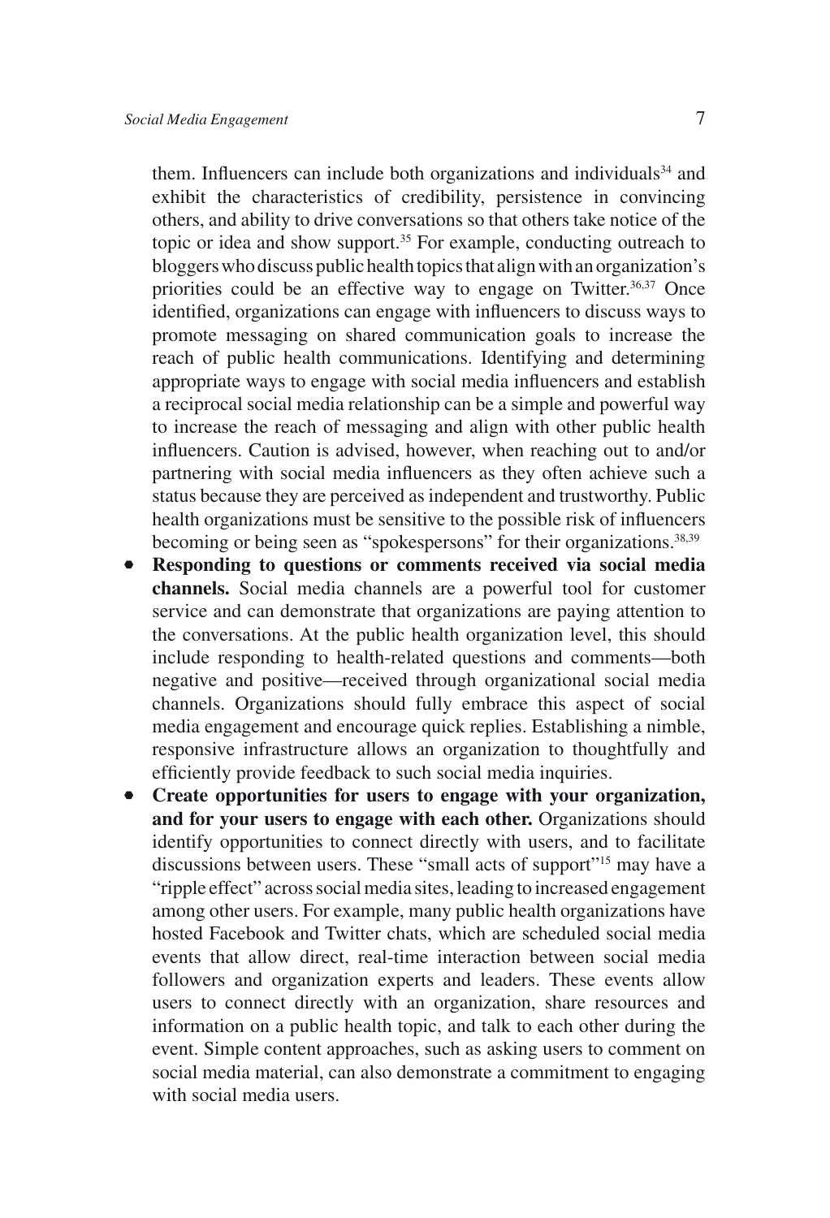them. Influencers can include both organizations and individuals[34] and exhibit the characteristics of credibility, persistence in convincing others, and ability to drive conversations so that others take notice of the topic or idea and show support.[35] For example, conducting outreach to bloggers who discuss public health topics that align with an organization's priorities could be an effective way to engage on Twitter.[36,37] Once identified, organizations can engage with influencers to discuss ways to promote messaging on shared communication goals to increase the reach of public health communications. Identifying and determining appropriate ways to engage with social media influencers and establish a reciprocal social media relationship can be a simple and powerful way to increase the reach of messaging and align with other public health influencers. Caution is advised, however, when reaching out to and/or partnering with social media influencers as they often achieve such a status because they are perceived as independent and trustworthy. Public health organizations must be sensitive to the possible risk of influencers becoming or being seen as "spokespersons" for their organizations.[38,39]

- **Responding to questions or comments received via social media channels.** Social media channels are a powerful tool for customer service and can demonstrate that organizations are paying attention to the conversations. At the public health organization level, this should include responding to health-related questions and comments—both negative and positive—received through organizational social media channels. Organizations should fully embrace this aspect of social media engagement and encourage quick replies. Establishing a nimble, responsive infrastructure allows an organization to thoughtfully and efficiently provide feedback to such social media inquiries.
- **Create opportunities for users to engage with your organization, and for your users to engage with each other.** Organizations should identify opportunities to connect directly with users, and to facilitate discussions between users. These "small acts of support"[15] may have a "ripple effect" across social media sites, leading to increased engagement among other users. For example, many public health organizations have hosted Facebook and Twitter chats, which are scheduled social media events that allow direct, real-time interaction between social media followers and organization experts and leaders. These events allow users to connect directly with an organization, share resources and information on a public health topic, and talk to each other during the event. Simple content approaches, such as asking users to comment on social media material, can also demonstrate a commitment to engaging with social media users.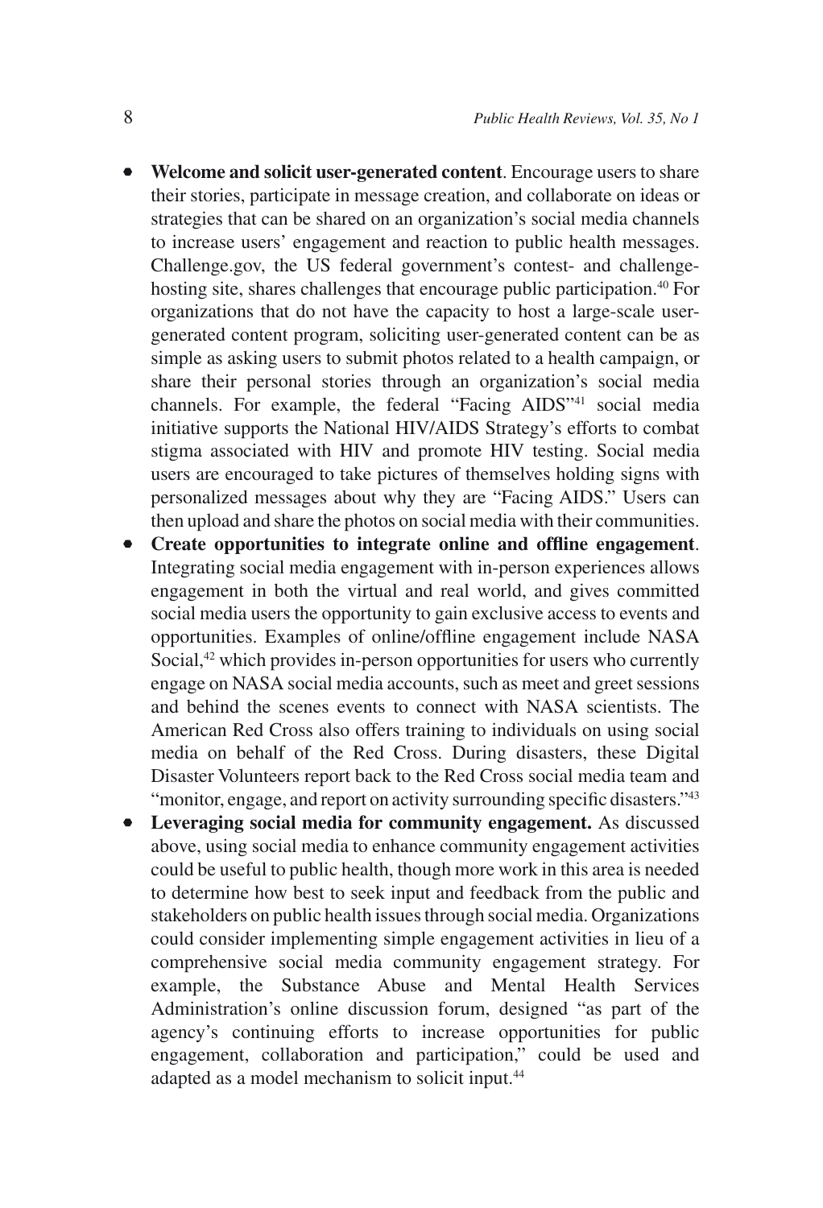- **Welcome and solicit user-generated content**. Encourage users to share their stories, participate in message creation, and collaborate on ideas or strategies that can be shared on an organization's social media channels to increase users' engagement and reaction to public health messages. Challenge.gov, the US federal government's contest- and challenge-hosting site, shares challenges that encourage public participation.[40] For organizations that do not have the capacity to host a large-scale user-generated content program, soliciting user-generated content can be as simple as asking users to submit photos related to a health campaign, or share their personal stories through an organization's social media channels. For example, the federal "Facing AIDS"[41] social media initiative supports the National HIV/AIDS Strategy's efforts to combat stigma associated with HIV and promote HIV testing. Social media users are encouraged to take pictures of themselves holding signs with personalized messages about why they are "Facing AIDS." Users can then upload and share the photos on social media with their communities.
- **Create opportunities to integrate online and offline engagement**. Integrating social media engagement with in-person experiences allows engagement in both the virtual and real world, and gives committed social media users the opportunity to gain exclusive access to events and opportunities. Examples of online/offline engagement include NASA Social,[42] which provides in-person opportunities for users who currently engage on NASA social media accounts, such as meet and greet sessions and behind the scenes events to connect with NASA scientists. The American Red Cross also offers training to individuals on using social media on behalf of the Red Cross. During disasters, these Digital Disaster Volunteers report back to the Red Cross social media team and "monitor, engage, and report on activity surrounding specific disasters."[43]
- **Leveraging social media for community engagement.** As discussed above, using social media to enhance community engagement activities could be useful to public health, though more work in this area is needed to determine how best to seek input and feedback from the public and stakeholders on public health issues through social media. Organizations could consider implementing simple engagement activities in lieu of a comprehensive social media community engagement strategy. For example, the Substance Abuse and Mental Health Services Administration's online discussion forum, designed "as part of the agency's continuing efforts to increase opportunities for public engagement, collaboration and participation," could be used and adapted as a model mechanism to solicit input.[44]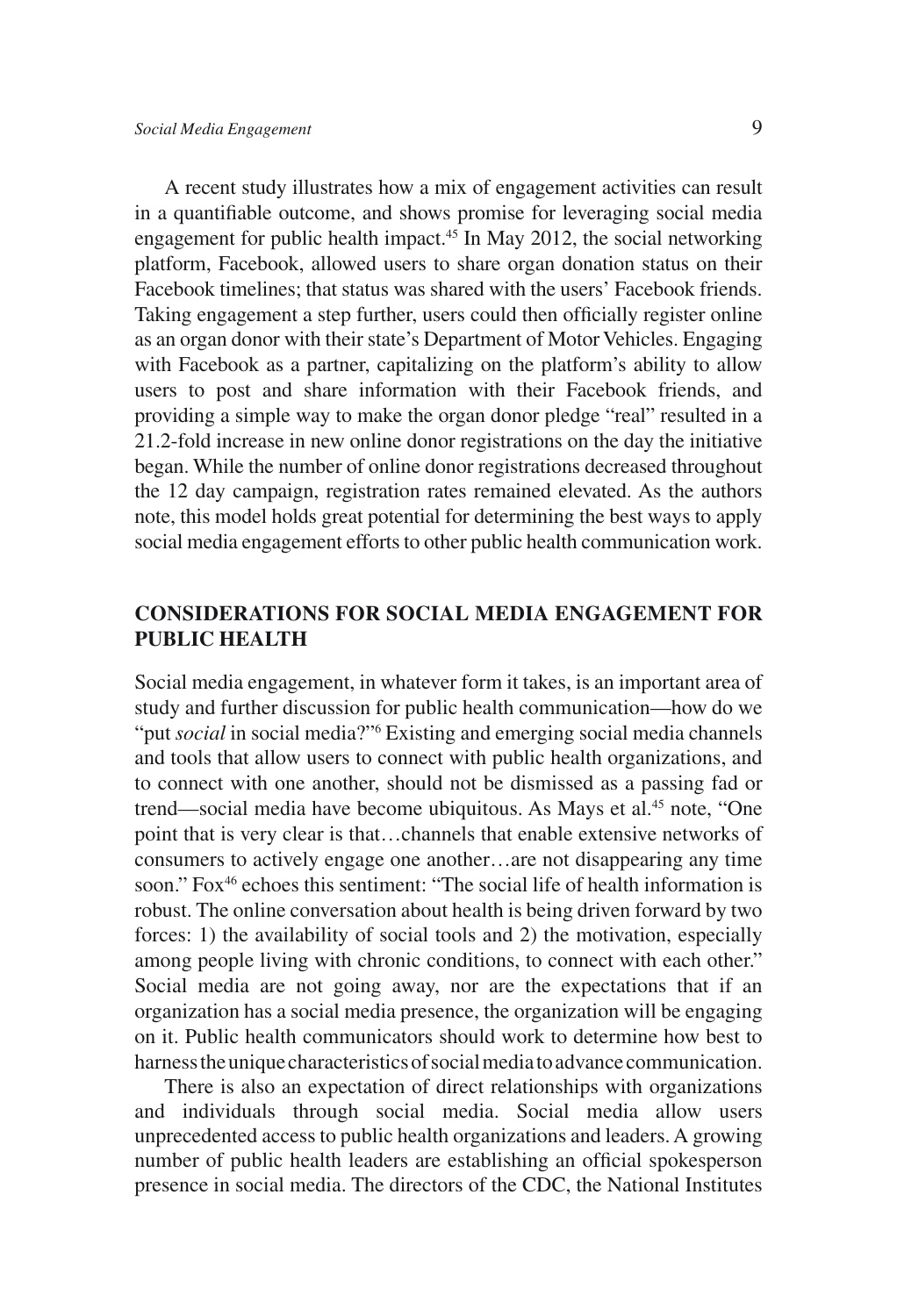A recent study illustrates how a mix of engagement activities can result in a quantifiable outcome, and shows promise for leveraging social media engagement for public health impact.[45] In May 2012, the social networking platform, Facebook, allowed users to share organ donation status on their Facebook timelines; that status was shared with the users' Facebook friends. Taking engagement a step further, users could then officially register online as an organ donor with their state's Department of Motor Vehicles. Engaging with Facebook as a partner, capitalizing on the platform's ability to allow users to post and share information with their Facebook friends, and providing a simple way to make the organ donor pledge "real" resulted in a 21.2-fold increase in new online donor registrations on the day the initiative began. While the number of online donor registrations decreased throughout the 12 day campaign, registration rates remained elevated. As the authors note, this model holds great potential for determining the best ways to apply social media engagement efforts to other public health communication work.

## CONSIDERATIONS FOR SOCIAL MEDIA ENGAGEMENT FOR PUBLIC HEALTH

Social media engagement, in whatever form it takes, is an important area of study and further discussion for public health communication—how do we "put *social* in social media?"[6] Existing and emerging social media channels and tools that allow users to connect with public health organizations, and to connect with one another, should not be dismissed as a passing fad or trend—social media have become ubiquitous. As Mays et al.[45] note, "One point that is very clear is that…channels that enable extensive networks of consumers to actively engage one another…are not disappearing any time soon." Fox[46] echoes this sentiment: "The social life of health information is robust. The online conversation about health is being driven forward by two forces: 1) the availability of social tools and 2) the motivation, especially among people living with chronic conditions, to connect with each other." Social media are not going away, nor are the expectations that if an organization has a social media presence, the organization will be engaging on it. Public health communicators should work to determine how best to harness the unique characteristics of social media to advance communication.

There is also an expectation of direct relationships with organizations and individuals through social media. Social media allow users unprecedented access to public health organizations and leaders. A growing number of public health leaders are establishing an official spokesperson presence in social media. The directors of the CDC, the National Institutes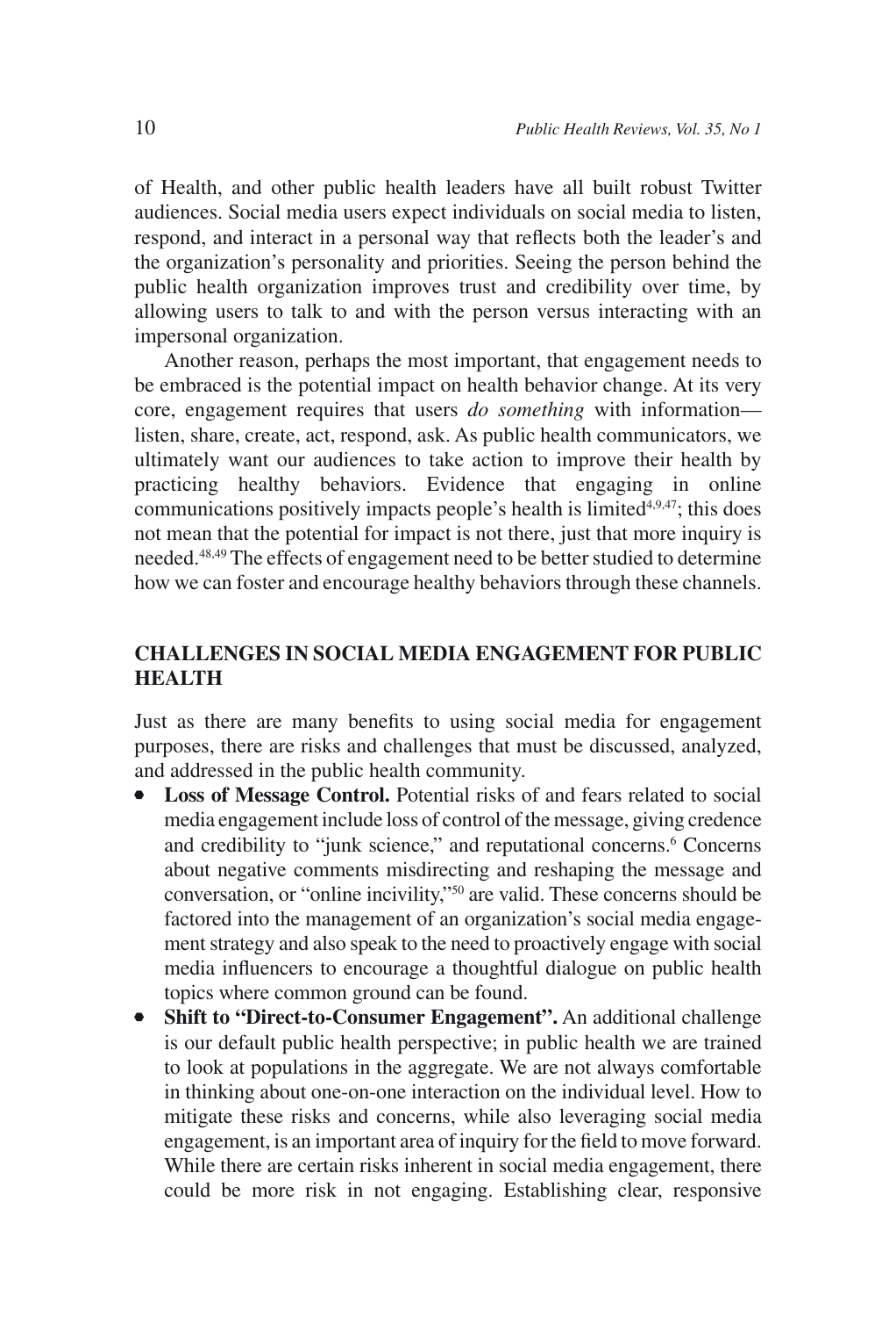of Health, and other public health leaders have all built robust Twitter audiences. Social media users expect individuals on social media to listen, respond, and interact in a personal way that reflects both the leader's and the organization's personality and priorities. Seeing the person behind the public health organization improves trust and credibility over time, by allowing users to talk to and with the person versus interacting with an impersonal organization.

Another reason, perhaps the most important, that engagement needs to be embraced is the potential impact on health behavior change. At its very core, engagement requires that users *do something* with information—listen, share, create, act, respond, ask. As public health communicators, we ultimately want our audiences to take action to improve their health by practicing healthy behaviors. Evidence that engaging in online communications positively impacts people's health is limited[4,9,47]; this does not mean that the potential for impact is not there, just that more inquiry is needed.[48,49] The effects of engagement need to be better studied to determine how we can foster and encourage healthy behaviors through these channels.

## CHALLENGES IN SOCIAL MEDIA ENGAGEMENT FOR PUBLIC HEALTH

Just as there are many benefits to using social media for engagement purposes, there are risks and challenges that must be discussed, analyzed, and addressed in the public health community.

- **Loss of Message Control.** Potential risks of and fears related to social media engagement include loss of control of the message, giving credence and credibility to "junk science," and reputational concerns.[6] Concerns about negative comments misdirecting and reshaping the message and conversation, or "online incivility,"[50] are valid. These concerns should be factored into the management of an organization's social media engagement strategy and also speak to the need to proactively engage with social media influencers to encourage a thoughtful dialogue on public health topics where common ground can be found.
- **Shift to "Direct-to-Consumer Engagement".** An additional challenge is our default public health perspective; in public health we are trained to look at populations in the aggregate. We are not always comfortable in thinking about one-on-one interaction on the individual level. How to mitigate these risks and concerns, while also leveraging social media engagement, is an important area of inquiry for the field to move forward. While there are certain risks inherent in social media engagement, there could be more risk in not engaging. Establishing clear, responsive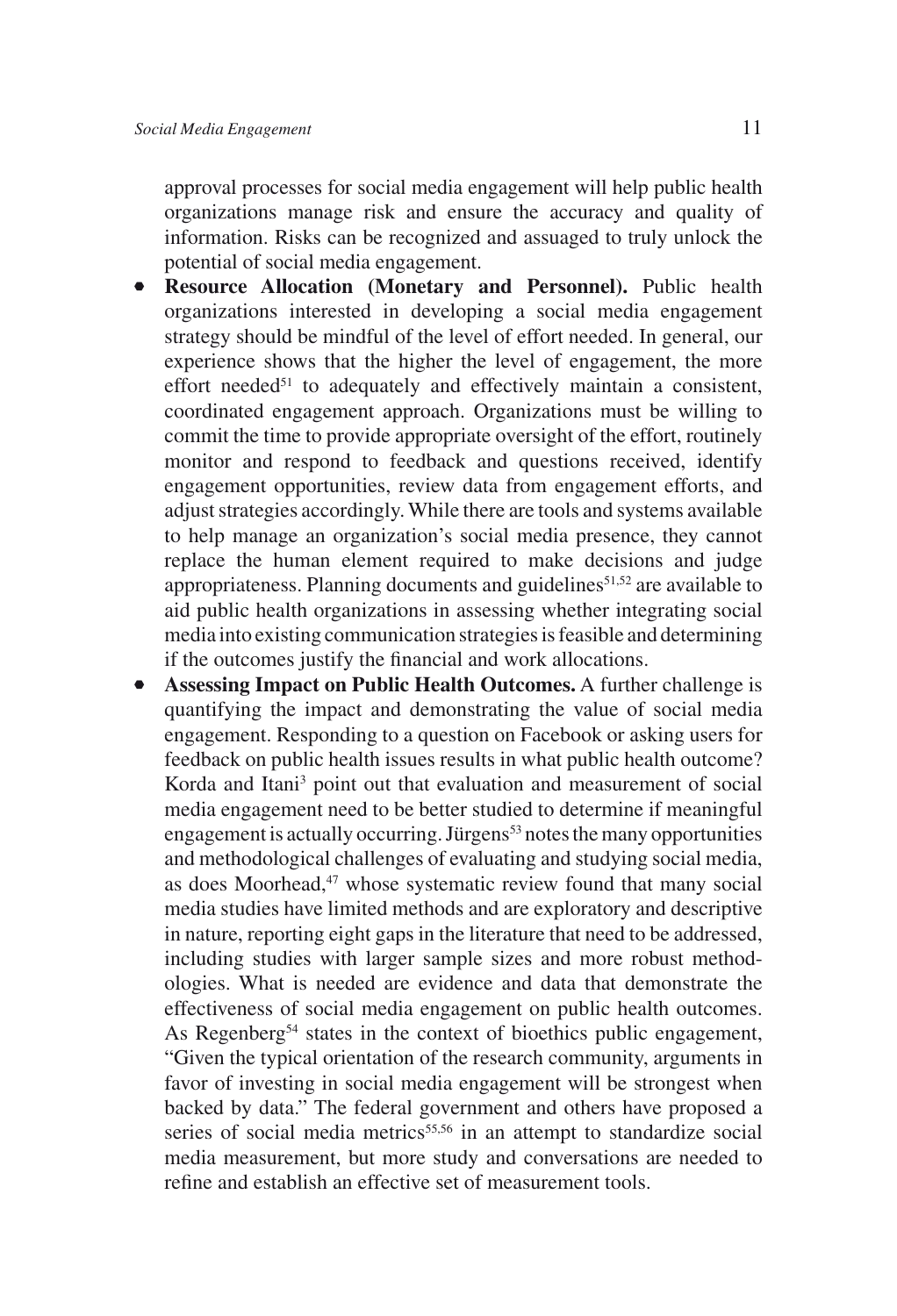approval processes for social media engagement will help public health organizations manage risk and ensure the accuracy and quality of information. Risks can be recognized and assuaged to truly unlock the potential of social media engagement.

- **Resource Allocation (Monetary and Personnel).** Public health organizations interested in developing a social media engagement strategy should be mindful of the level of effort needed. In general, our experience shows that the higher the level of engagement, the more effort needed[51] to adequately and effectively maintain a consistent, coordinated engagement approach. Organizations must be willing to commit the time to provide appropriate oversight of the effort, routinely monitor and respond to feedback and questions received, identify engagement opportunities, review data from engagement efforts, and adjust strategies accordingly. While there are tools and systems available to help manage an organization's social media presence, they cannot replace the human element required to make decisions and judge appropriateness. Planning documents and guidelines[51,52] are available to aid public health organizations in assessing whether integrating social media into existing communication strategies is feasible and determining if the outcomes justify the financial and work allocations.
- **Assessing Impact on Public Health Outcomes.** A further challenge is quantifying the impact and demonstrating the value of social media engagement. Responding to a question on Facebook or asking users for feedback on public health issues results in what public health outcome? Korda and Itani[3] point out that evaluation and measurement of social media engagement need to be better studied to determine if meaningful engagement is actually occurring. Jürgens[53] notes the many opportunities and methodological challenges of evaluating and studying social media, as does Moorhead,[47] whose systematic review found that many social media studies have limited methods and are exploratory and descriptive in nature, reporting eight gaps in the literature that need to be addressed, including studies with larger sample sizes and more robust methodologies. What is needed are evidence and data that demonstrate the effectiveness of social media engagement on public health outcomes. As Regenberg[54] states in the context of bioethics public engagement, "Given the typical orientation of the research community, arguments in favor of investing in social media engagement will be strongest when backed by data." The federal government and others have proposed a series of social media metrics[55,56] in an attempt to standardize social media measurement, but more study and conversations are needed to refine and establish an effective set of measurement tools.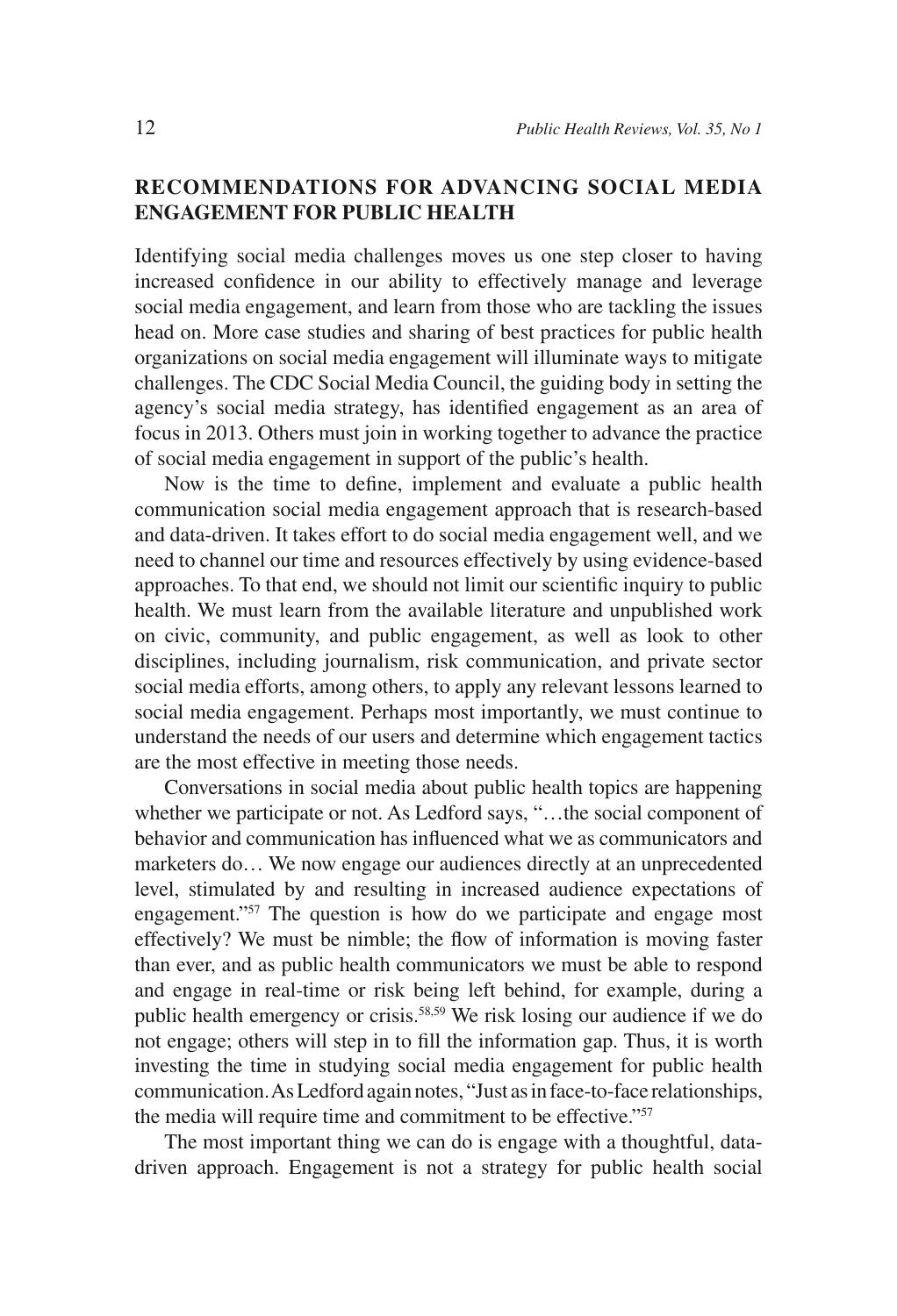## RECOMMENDATIONS FOR ADVANCING SOCIAL MEDIA ENGAGEMENT FOR PUBLIC HEALTH

Identifying social media challenges moves us one step closer to having increased confidence in our ability to effectively manage and leverage social media engagement, and learn from those who are tackling the issues head on. More case studies and sharing of best practices for public health organizations on social media engagement will illuminate ways to mitigate challenges. The CDC Social Media Council, the guiding body in setting the agency's social media strategy, has identified engagement as an area of focus in 2013. Others must join in working together to advance the practice of social media engagement in support of the public's health.

Now is the time to define, implement and evaluate a public health communication social media engagement approach that is research-based and data-driven. It takes effort to do social media engagement well, and we need to channel our time and resources effectively by using evidence-based approaches. To that end, we should not limit our scientific inquiry to public health. We must learn from the available literature and unpublished work on civic, community, and public engagement, as well as look to other disciplines, including journalism, risk communication, and private sector social media efforts, among others, to apply any relevant lessons learned to social media engagement. Perhaps most importantly, we must continue to understand the needs of our users and determine which engagement tactics are the most effective in meeting those needs.

Conversations in social media about public health topics are happening whether we participate or not. As Ledford says, "…the social component of behavior and communication has influenced what we as communicators and marketers do… We now engage our audiences directly at an unprecedented level, stimulated by and resulting in increased audience expectations of engagement."[57] The question is how do we participate and engage most effectively? We must be nimble; the flow of information is moving faster than ever, and as public health communicators we must be able to respond and engage in real-time or risk being left behind, for example, during a public health emergency or crisis.[58,59] We risk losing our audience if we do not engage; others will step in to fill the information gap. Thus, it is worth investing the time in studying social media engagement for public health communication. As Ledford again notes, "Just as in face-to-face relationships, the media will require time and commitment to be effective."[57]

The most important thing we can do is engage with a thoughtful, data-driven approach. Engagement is not a strategy for public health social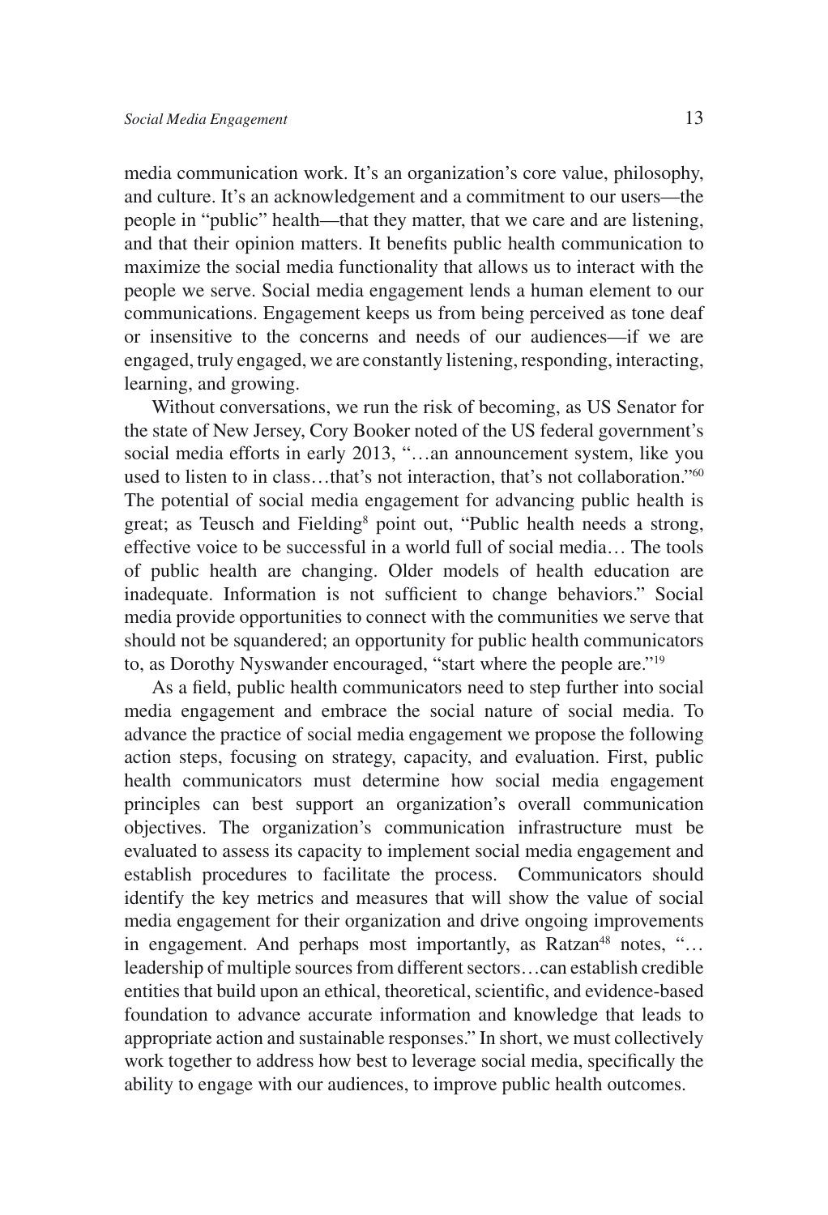media communication work. It's an organization's core value, philosophy, and culture. It's an acknowledgement and a commitment to our users—the people in "public" health—that they matter, that we care and are listening, and that their opinion matters. It benefits public health communication to maximize the social media functionality that allows us to interact with the people we serve. Social media engagement lends a human element to our communications. Engagement keeps us from being perceived as tone deaf or insensitive to the concerns and needs of our audiences—if we are engaged, truly engaged, we are constantly listening, responding, interacting, learning, and growing.

Without conversations, we run the risk of becoming, as US Senator for the state of New Jersey, Cory Booker noted of the US federal government's social media efforts in early 2013, "…an announcement system, like you used to listen to in class…that's not interaction, that's not collaboration."[60] The potential of social media engagement for advancing public health is great; as Teusch and Fielding[8] point out, "Public health needs a strong, effective voice to be successful in a world full of social media… The tools of public health are changing. Older models of health education are inadequate. Information is not sufficient to change behaviors." Social media provide opportunities to connect with the communities we serve that should not be squandered; an opportunity for public health communicators to, as Dorothy Nyswander encouraged, "start where the people are."[19]

As a field, public health communicators need to step further into social media engagement and embrace the social nature of social media. To advance the practice of social media engagement we propose the following action steps, focusing on strategy, capacity, and evaluation. First, public health communicators must determine how social media engagement principles can best support an organization's overall communication objectives. The organization's communication infrastructure must be evaluated to assess its capacity to implement social media engagement and establish procedures to facilitate the process. Communicators should identify the key metrics and measures that will show the value of social media engagement for their organization and drive ongoing improvements in engagement. And perhaps most importantly, as Ratzan[48] notes, "…leadership of multiple sources from different sectors…can establish credible entities that build upon an ethical, theoretical, scientific, and evidence-based foundation to advance accurate information and knowledge that leads to appropriate action and sustainable responses." In short, we must collectively work together to address how best to leverage social media, specifically the ability to engage with our audiences, to improve public health outcomes.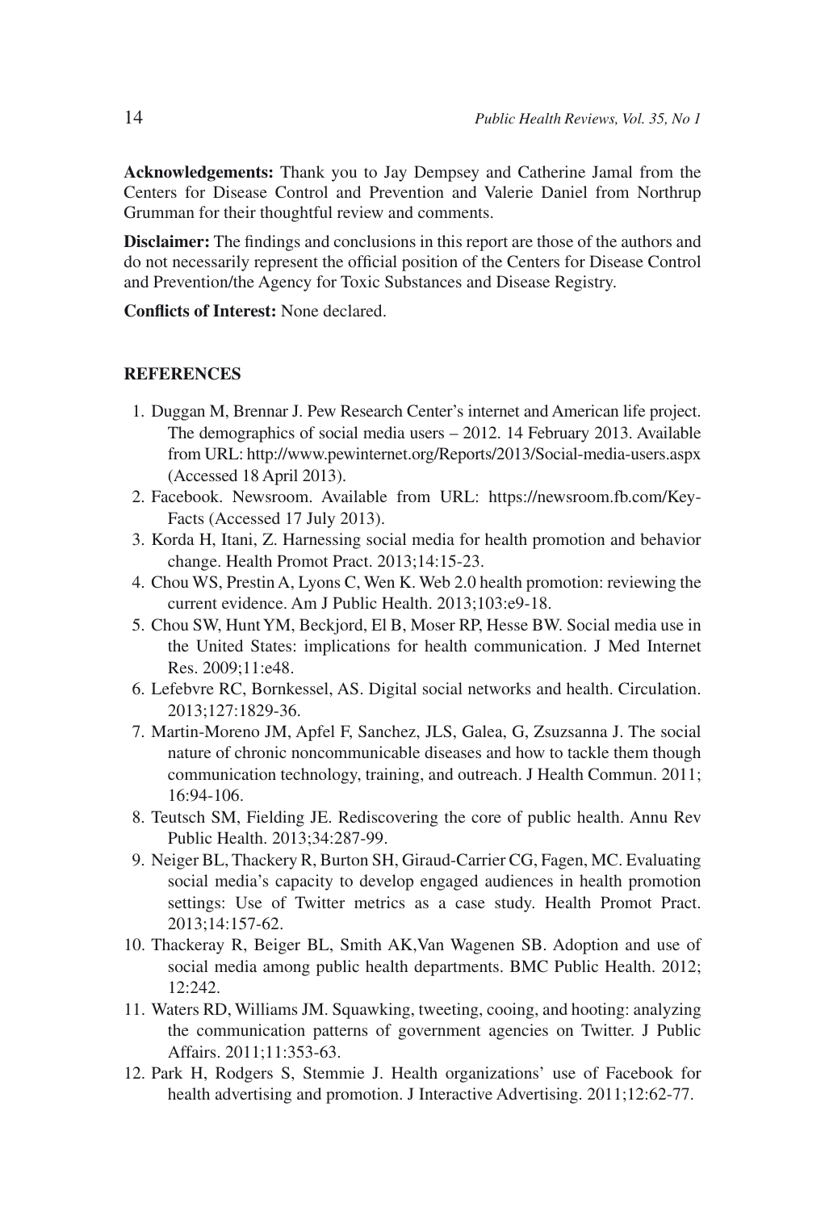**Acknowledgements:** Thank you to Jay Dempsey and Catherine Jamal from the Centers for Disease Control and Prevention and Valerie Daniel from Northrup Grumman for their thoughtful review and comments.

**Disclaimer:** The findings and conclusions in this report are those of the authors and do not necessarily represent the official position of the Centers for Disease Control and Prevention/the Agency for Toxic Substances and Disease Registry.

**Conflicts of Interest:** None declared.

## REFERENCES

1. Duggan M, Brennar J. Pew Research Center's internet and American life project. The demographics of social media users – 2012. 14 February 2013. Available from URL: http://www.pewinternet.org/Reports/2013/Social-media-users.aspx (Accessed 18 April 2013).
2. Facebook. Newsroom. Available from URL: https://newsroom.fb.com/Key-Facts (Accessed 17 July 2013).
3. Korda H, Itani, Z. Harnessing social media for health promotion and behavior change. Health Promot Pract. 2013;14:15-23.
4. Chou WS, Prestin A, Lyons C, Wen K. Web 2.0 health promotion: reviewing the current evidence. Am J Public Health. 2013;103:e9-18.
5. Chou SW, Hunt YM, Beckjord, El B, Moser RP, Hesse BW. Social media use in the United States: implications for health communication. J Med Internet Res. 2009;11:e48.
6. Lefebvre RC, Bornkessel, AS. Digital social networks and health. Circulation. 2013;127:1829-36.
7. Martin-Moreno JM, Apfel F, Sanchez, JLS, Galea, G, Zsuzsanna J. The social nature of chronic noncommunicable diseases and how to tackle them though communication technology, training, and outreach. J Health Commun. 2011; 16:94-106.
8. Teutsch SM, Fielding JE. Rediscovering the core of public health. Annu Rev Public Health. 2013;34:287-99.
9. Neiger BL, Thackery R, Burton SH, Giraud-Carrier CG, Fagen, MC. Evaluating social media's capacity to develop engaged audiences in health promotion settings: Use of Twitter metrics as a case study. Health Promot Pract. 2013;14:157-62.
10. Thackeray R, Beiger BL, Smith AK,Van Wagenen SB. Adoption and use of social media among public health departments. BMC Public Health. 2012; 12:242.
11. Waters RD, Williams JM. Squawking, tweeting, cooing, and hooting: analyzing the communication patterns of government agencies on Twitter. J Public Affairs. 2011;11:353-63.
12. Park H, Rodgers S, Stemmie J. Health organizations' use of Facebook for health advertising and promotion. J Interactive Advertising. 2011;12:62-77.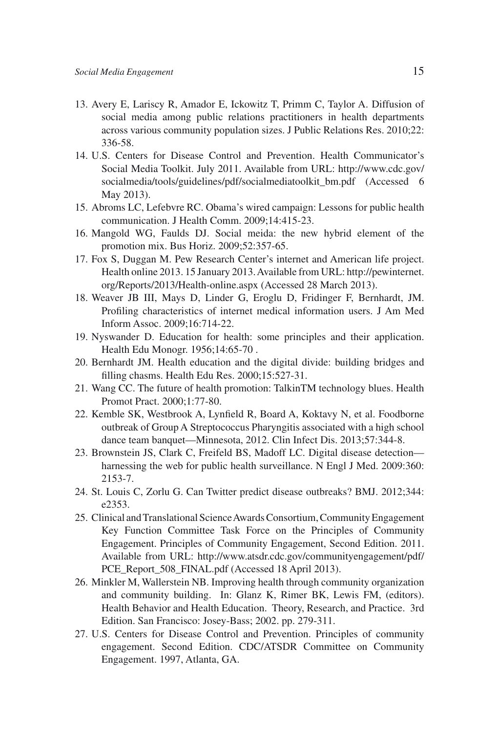13. Avery E, Lariscy R, Amador E, Ickowitz T, Primm C, Taylor A. Diffusion of social media among public relations practitioners in health departments across various community population sizes. J Public Relations Res. 2010;22: 336-58.
14. U.S. Centers for Disease Control and Prevention. Health Communicator's Social Media Toolkit. July 2011. Available from URL: http://www.cdc.gov/socialmedia/tools/guidelines/pdf/socialmediatoolkit_bm.pdf (Accessed 6 May 2013).
15. Abroms LC, Lefebvre RC. Obama's wired campaign: Lessons for public health communication. J Health Comm. 2009;14:415-23.
16. Mangold WG, Faulds DJ. Social meida: the new hybrid element of the promotion mix. Bus Horiz. 2009;52:357-65.
17. Fox S, Duggan M. Pew Research Center's internet and American life project. Health online 2013. 15 January 2013. Available from URL: http://pewinternet.org/Reports/2013/Health-online.aspx (Accessed 28 March 2013).
18. Weaver JB III, Mays D, Linder G, Eroglu D, Fridinger F, Bernhardt, JM. Profiling characteristics of internet medical information users. J Am Med Inform Assoc. 2009;16:714-22.
19. Nyswander D. Education for health: some principles and their application. Health Edu Monogr. 1956;14:65-70 .
20. Bernhardt JM. Health education and the digital divide: building bridges and filling chasms. Health Edu Res. 2000;15:527-31.
21. Wang CC. The future of health promotion: TalkinTM technology blues. Health Promot Pract. 2000;1:77-80.
22. Kemble SK, Westbrook A, Lynfield R, Board A, Koktavy N, et al. Foodborne outbreak of Group A Streptococcus Pharyngitis associated with a high school dance team banquet—Minnesota, 2012. Clin Infect Dis. 2013;57:344-8.
23. Brownstein JS, Clark C, Freifeld BS, Madoff LC. Digital disease detection—harnessing the web for public health surveillance. N Engl J Med. 2009:360: 2153-7.
24. St. Louis C, Zorlu G. Can Twitter predict disease outbreaks? BMJ. 2012;344: e2353.
25. Clinical and Translational Science Awards Consortium, Community Engagement Key Function Committee Task Force on the Principles of Community Engagement. Principles of Community Engagement, Second Edition. 2011. Available from URL: http://www.atsdr.cdc.gov/communityengagement/pdf/PCE_Report_508_FINAL.pdf (Accessed 18 April 2013).
26. Minkler M, Wallerstein NB. Improving health through community organization and community building. In: Glanz K, Rimer BK, Lewis FM, (editors). Health Behavior and Health Education. Theory, Research, and Practice. 3rd Edition. San Francisco: Josey-Bass; 2002. pp. 279-311.
27. U.S. Centers for Disease Control and Prevention. Principles of community engagement. Second Edition. CDC/ATSDR Committee on Community Engagement. 1997, Atlanta, GA.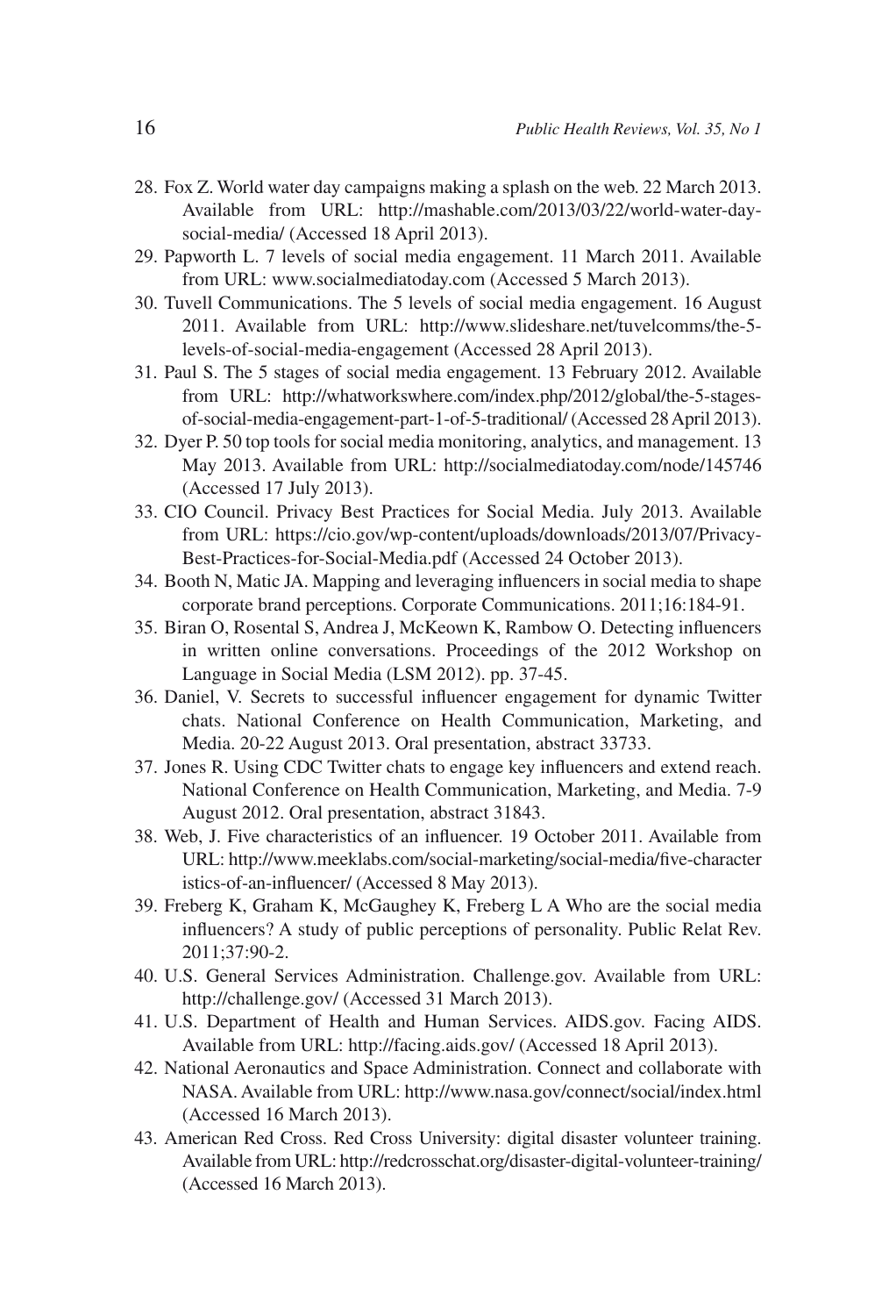28. Fox Z. World water day campaigns making a splash on the web. 22 March 2013. Available from URL: http://mashable.com/2013/03/22/world-water-day-social-media/ (Accessed 18 April 2013).
29. Papworth L. 7 levels of social media engagement. 11 March 2011. Available from URL: www.socialmediatoday.com (Accessed 5 March 2013).
30. Tuvell Communications. The 5 levels of social media engagement. 16 August 2011. Available from URL: http://www.slideshare.net/tuvelcomms/the-5-levels-of-social-media-engagement (Accessed 28 April 2013).
31. Paul S. The 5 stages of social media engagement. 13 February 2012. Available from URL: http://whatworkswhere.com/index.php/2012/global/the-5-stages-of-social-media-engagement-part-1-of-5-traditional/ (Accessed 28 April 2013).
32. Dyer P. 50 top tools for social media monitoring, analytics, and management. 13 May 2013. Available from URL: http://socialmediatoday.com/node/145746 (Accessed 17 July 2013).
33. CIO Council. Privacy Best Practices for Social Media. July 2013. Available from URL: https://cio.gov/wp-content/uploads/downloads/2013/07/Privacy-Best-Practices-for-Social-Media.pdf (Accessed 24 October 2013).
34. Booth N, Matic JA. Mapping and leveraging influencers in social media to shape corporate brand perceptions. Corporate Communications. 2011;16:184-91.
35. Biran O, Rosental S, Andrea J, McKeown K, Rambow O. Detecting influencers in written online conversations. Proceedings of the 2012 Workshop on Language in Social Media (LSM 2012). pp. 37-45.
36. Daniel, V. Secrets to successful influencer engagement for dynamic Twitter chats. National Conference on Health Communication, Marketing, and Media. 20-22 August 2013. Oral presentation, abstract 33733.
37. Jones R. Using CDC Twitter chats to engage key influencers and extend reach. National Conference on Health Communication, Marketing, and Media. 7-9 August 2012. Oral presentation, abstract 31843.
38. Web, J. Five characteristics of an influencer. 19 October 2011. Available from URL: http://www.meeklabs.com/social-marketing/social-media/five-characteristics-of-an-influencer/ (Accessed 8 May 2013).
39. Freberg K, Graham K, McGaughey K, Freberg L A Who are the social media influencers? A study of public perceptions of personality. Public Relat Rev. 2011;37:90-2.
40. U.S. General Services Administration. Challenge.gov. Available from URL: http://challenge.gov/ (Accessed 31 March 2013).
41. U.S. Department of Health and Human Services. AIDS.gov. Facing AIDS. Available from URL: http://facing.aids.gov/ (Accessed 18 April 2013).
42. National Aeronautics and Space Administration. Connect and collaborate with NASA. Available from URL: http://www.nasa.gov/connect/social/index.html (Accessed 16 March 2013).
43. American Red Cross. Red Cross University: digital disaster volunteer training. Available from URL: http://redcrosschat.org/disaster-digital-volunteer-training/ (Accessed 16 March 2013).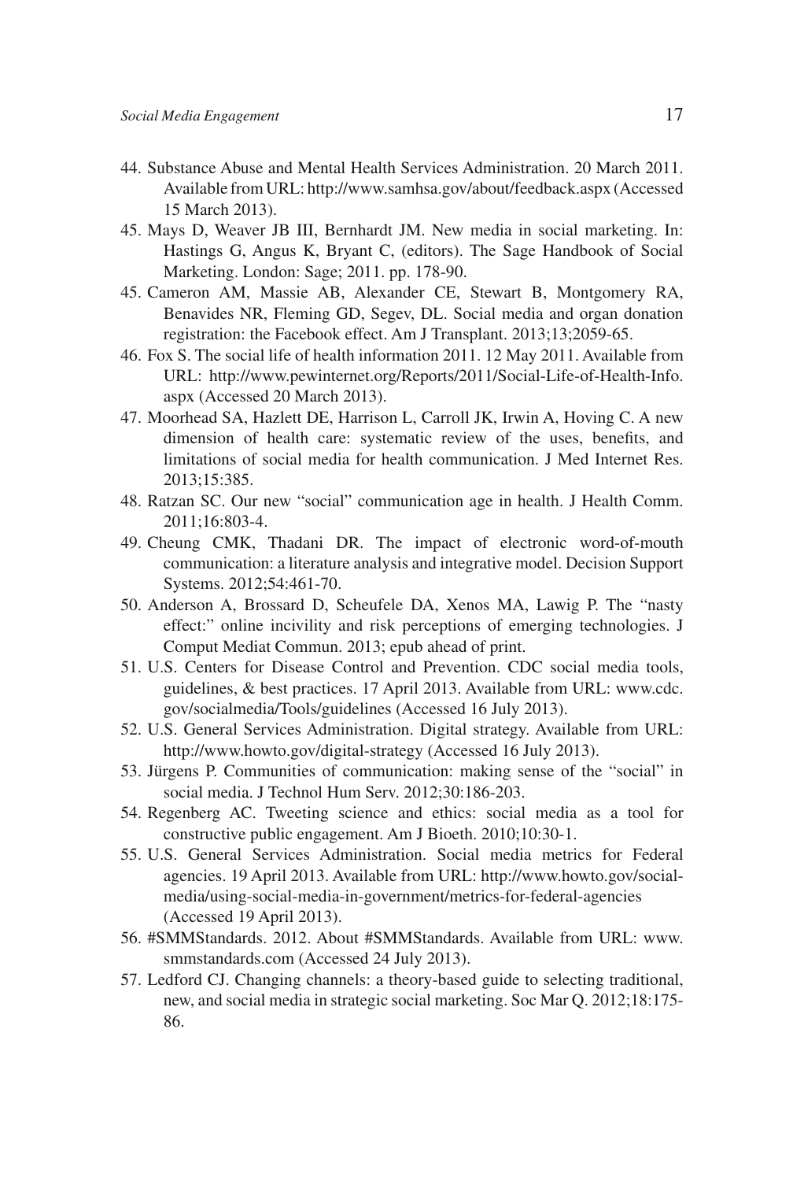44. Substance Abuse and Mental Health Services Administration. 20 March 2011. Available from URL: http://www.samhsa.gov/about/feedback.aspx (Accessed 15 March 2013).
45. Mays D, Weaver JB III, Bernhardt JM. New media in social marketing. In: Hastings G, Angus K, Bryant C, (editors). The Sage Handbook of Social Marketing. London: Sage; 2011. pp. 178-90.
45. Cameron AM, Massie AB, Alexander CE, Stewart B, Montgomery RA, Benavides NR, Fleming GD, Segev, DL. Social media and organ donation registration: the Facebook effect. Am J Transplant. 2013;13;2059-65.
46. Fox S. The social life of health information 2011. 12 May 2011. Available from URL: http://www.pewinternet.org/Reports/2011/Social-Life-of-Health-Info.aspx (Accessed 20 March 2013).
47. Moorhead SA, Hazlett DE, Harrison L, Carroll JK, Irwin A, Hoving C. A new dimension of health care: systematic review of the uses, benefits, and limitations of social media for health communication. J Med Internet Res. 2013;15:385.
48. Ratzan SC. Our new "social" communication age in health. J Health Comm. 2011;16:803-4.
49. Cheung CMK, Thadani DR. The impact of electronic word-of-mouth communication: a literature analysis and integrative model. Decision Support Systems. 2012;54:461-70.
50. Anderson A, Brossard D, Scheufele DA, Xenos MA, Lawig P. The "nasty effect:" online incivility and risk perceptions of emerging technologies. J Comput Mediat Commun. 2013; epub ahead of print.
51. U.S. Centers for Disease Control and Prevention. CDC social media tools, guidelines, & best practices. 17 April 2013. Available from URL: www.cdc.gov/socialmedia/Tools/guidelines (Accessed 16 July 2013).
52. U.S. General Services Administration. Digital strategy. Available from URL: http://www.howto.gov/digital-strategy (Accessed 16 July 2013).
53. Jürgens P. Communities of communication: making sense of the "social" in social media. J Technol Hum Serv. 2012;30:186-203.
54. Regenberg AC. Tweeting science and ethics: social media as a tool for constructive public engagement. Am J Bioeth. 2010;10:30-1.
55. U.S. General Services Administration. Social media metrics for Federal agencies. 19 April 2013. Available from URL: http://www.howto.gov/social-media/using-social-media-in-government/metrics-for-federal-agencies (Accessed 19 April 2013).
56. #SMMStandards. 2012. About #SMMStandards. Available from URL: www.smmstandards.com (Accessed 24 July 2013).
57. Ledford CJ. Changing channels: a theory-based guide to selecting traditional, new, and social media in strategic social marketing. Soc Mar Q. 2012;18:175-86.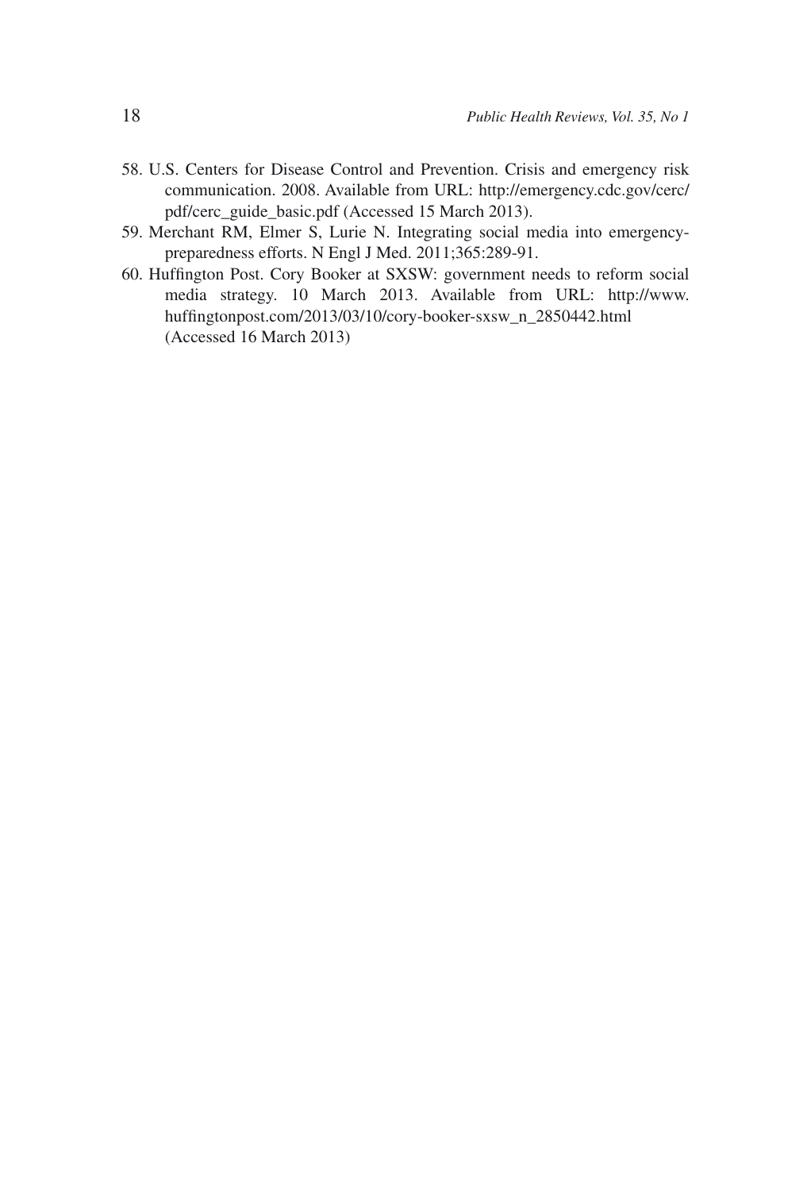58. U.S. Centers for Disease Control and Prevention. Crisis and emergency risk communication. 2008. Available from URL: http://emergency.cdc.gov/cerc/pdf/cerc_guide_basic.pdf (Accessed 15 March 2013).
59. Merchant RM, Elmer S, Lurie N. Integrating social media into emergency-preparedness efforts. N Engl J Med. 2011;365:289-91.
60. Huffington Post. Cory Booker at SXSW: government needs to reform social media strategy. 10 March 2013. Available from URL: http://www.huffingtonpost.com/2013/03/10/cory-booker-sxsw_n_2850442.html (Accessed 16 March 2013)